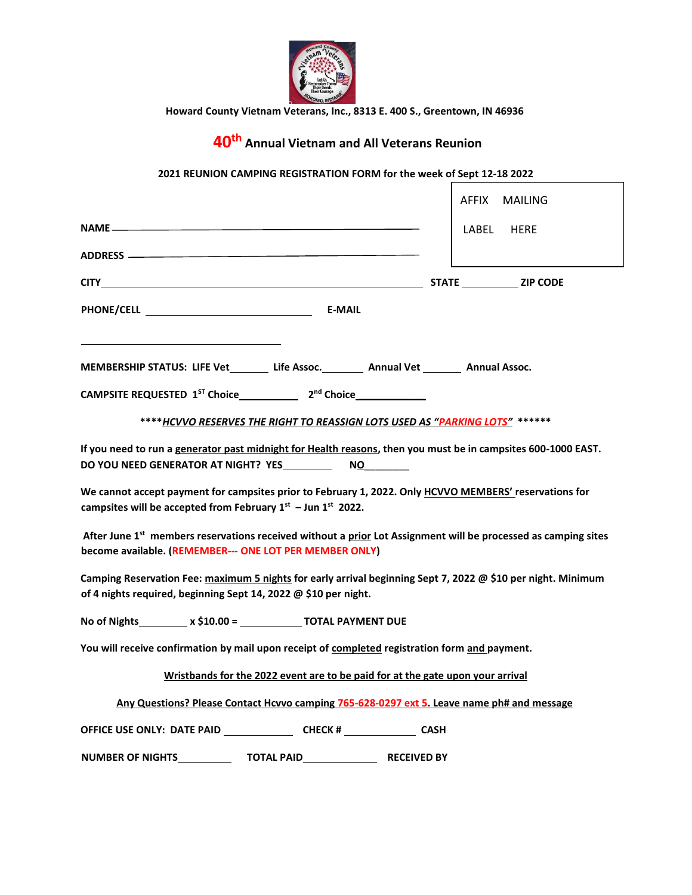Howard County Vietnam Veterans, Inc., 8313 E. 400 S., Greentown, IN 46936

# 40th Annual Vietnam and All Veterans Reunion

**2021 REUNION CAMPING REGISTRATION FORM for the week of Sept 12-18 2022**

AFFIX MAILING LABEL HERE

**NAME** ____________________________________________

**ADDRESS** ____________________________________________

**CITY** ____________________________________________ **STATE** __________ **ZIP CODE**

**PHONE/CELL** ______________________________ **E-MAIL**

______________________________________

**MEMBERSHIP STATUS: LIFE Vet** _______ **Life Assoc.** _______ **Annual Vet** _______ **Annual Assoc.**

**CAMPSITE REQUESTED 1ST Choice** ___________ **2nd Choice** ____________

**\*\*\*\****HCVVO RESERVES THE RIGHT TO REASSIGN LOTS USED AS "PARKING LOTS"*** **\*\*\*\*\*\***

**If you need to run a generator past midnight for Health reasons, then you must be in campsites 600-1000 EAST. DO YOU NEED GENERATOR AT NIGHT? YES** _________ **NO** ________

**We cannot accept payment for campsites prior to February 1, 2022. Only HCVVO MEMBERS' reservations for campsites will be accepted from February 1st – Jun 1st 2022.**

**After June 1st members reservations received without a prior Lot Assignment will be processed as camping sites become available. (REMEMBER--- ONE LOT PER MEMBER ONLY)**

**Camping Reservation Fee: maximum 5 nights for early arrival beginning Sept 7, 2022 @ $10 per night. Minimum of 4 nights required, beginning Sept 14, 2022 @ $10 per night.**

**No of Nights** _________ **x $10.00 =** ___________ **TOTAL PAYMENT DUE**

**You will receive confirmation by mail upon receipt of completed registration form and payment.**

**Wristbands for the 2022 event are to be paid for at the gate upon your arrival**

**Any Questions? Please Contact Hcvvo camping 765-628-0297 ext 5. Leave name ph# and message**

**OFFICE USE ONLY: DATE PAID** ___________ **CHECK #** ___________ **CASH**

**NUMBER OF NIGHTS** _________ **TOTAL PAID** ___________ **RECEIVED BY**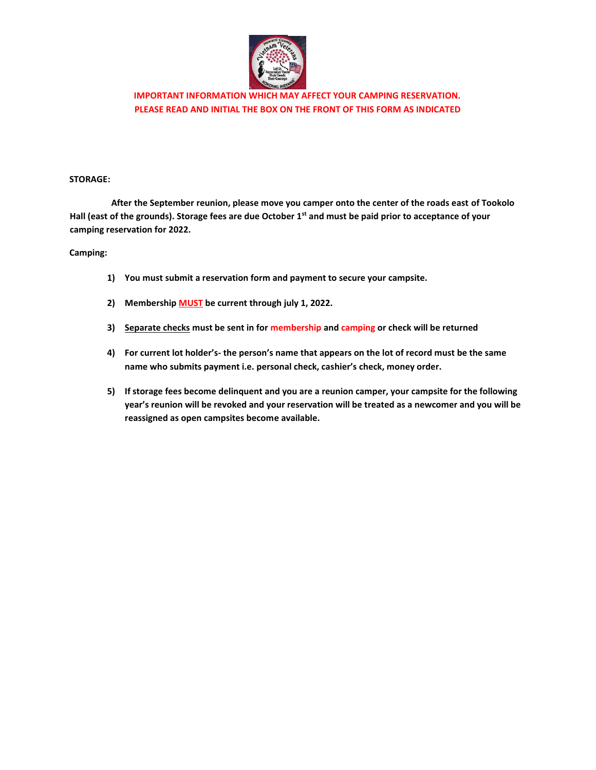**IMPORTANT INFORMATION WHICH MAY AFFECT YOUR CAMPING RESERVATION.**
**PLEASE READ AND INITIAL THE BOX ON THE FRONT OF THIS FORM AS INDICATED**

**STORAGE:**

**After the September reunion, please move you camper onto the center of the roads east of Tookolo Hall (east of the grounds). Storage fees are due October 1st and must be paid prior to acceptance of your camping reservation for 2022.**

**Camping:**

1) **You must submit a reservation form and payment to secure your campsite.**

2) **Membership MUST be current through july 1, 2022.**

3) **Separate checks must be sent in for membership and camping or check will be returned**

4) **For current lot holder's- the person's name that appears on the lot of record must be the same name who submits payment i.e. personal check, cashier's check, money order.**

5) **If storage fees become delinquent and you are a reunion camper, your campsite for the following year's reunion will be revoked and your reservation will be treated as a newcomer and you will be reassigned as open campsites become available.**